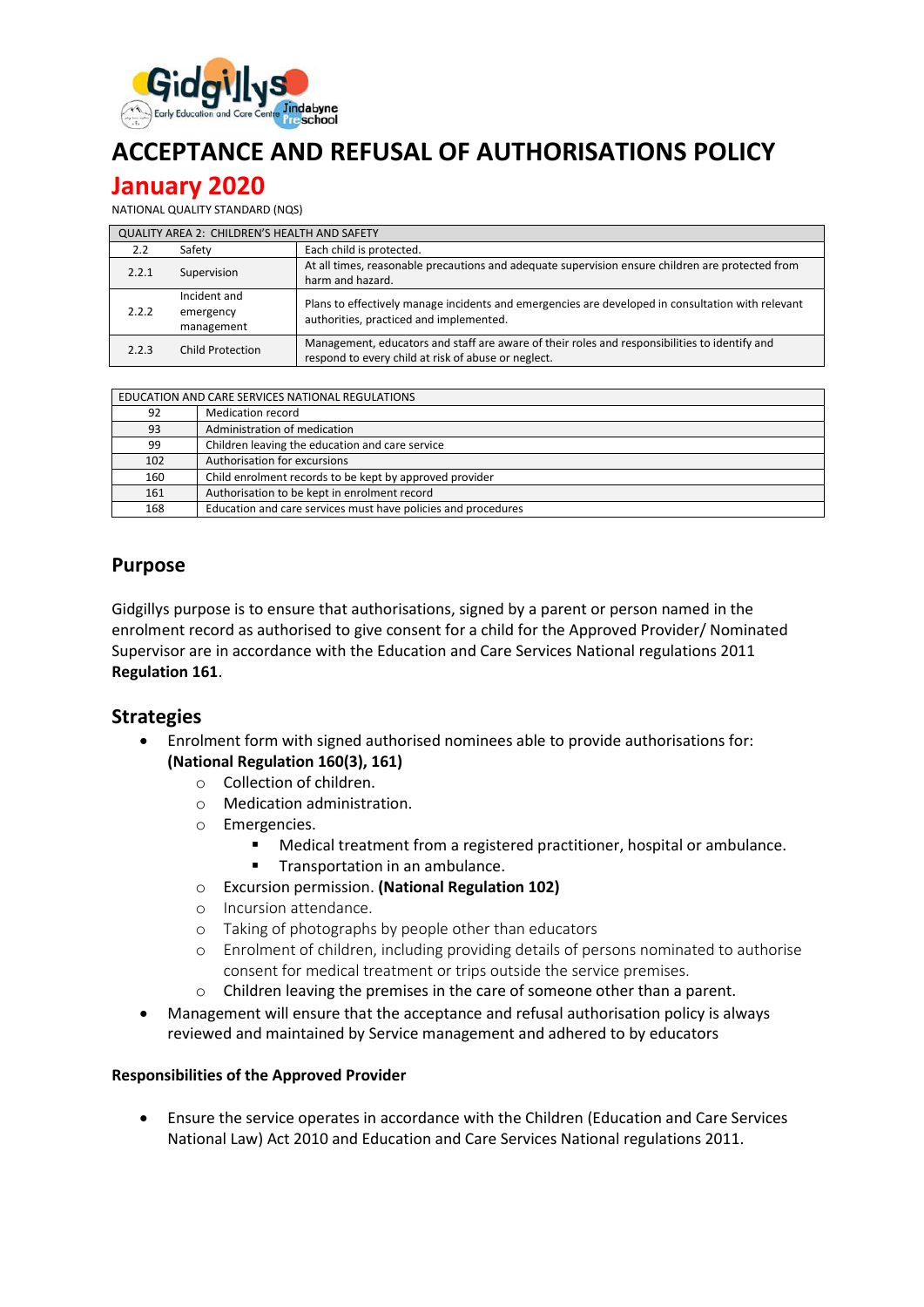# ACCEPTANCE AND REFUSAL OF AUTHORISATIONS POLICY

## January 2020

NATIONAL QUALITY STANDARD (NQS)

| QUALITY AREA 2: CHILDREN'S HEALTH AND SAFETY | | |
|---|---|---|
| 2.2 | Safety | Each child is protected. |
| 2.2.1 | Supervision | At all times, reasonable precautions and adequate supervision ensure children are protected from harm and hazard. |
| 2.2.2 | Incident and emergency management | Plans to effectively manage incidents and emergencies are developed in consultation with relevant authorities, practiced and implemented. |
| 2.2.3 | Child Protection | Management, educators and staff are aware of their roles and responsibilities to identify and respond to every child at risk of abuse or neglect. |

| EDUCATION AND CARE SERVICES NATIONAL REGULATIONS | |
|---|---|
| 92 | Medication record |
| 93 | Administration of medication |
| 99 | Children leaving the education and care service |
| 102 | Authorisation for excursions |
| 160 | Child enrolment records to be kept by approved provider |
| 161 | Authorisation to be kept in enrolment record |
| 168 | Education and care services must have policies and procedures |

## Purpose

Gidgillys purpose is to ensure that authorisations, signed by a parent or person named in the enrolment record as authorised to give consent for a child for the Approved Provider/ Nominated Supervisor are in accordance with the Education and Care Services National regulations 2011 **Regulation 161**.

## Strategies

- Enrolment form with signed authorised nominees able to provide authorisations for: **(National Regulation 160(3), 161)**
  - Collection of children.
  - Medication administration.
  - Emergencies.
    - Medical treatment from a registered practitioner, hospital or ambulance.
    - Transportation in an ambulance.
  - Excursion permission. **(National Regulation 102)**
  - Incursion attendance.
  - Taking of photographs by people other than educators
  - Enrolment of children, including providing details of persons nominated to authorise consent for medical treatment or trips outside the service premises.
  - Children leaving the premises in the care of someone other than a parent.
- Management will ensure that the acceptance and refusal authorisation policy is always reviewed and maintained by Service management and adhered to by educators

**Responsibilities of the Approved Provider**

- Ensure the service operates in accordance with the Children (Education and Care Services National Law) Act 2010 and Education and Care Services National regulations 2011.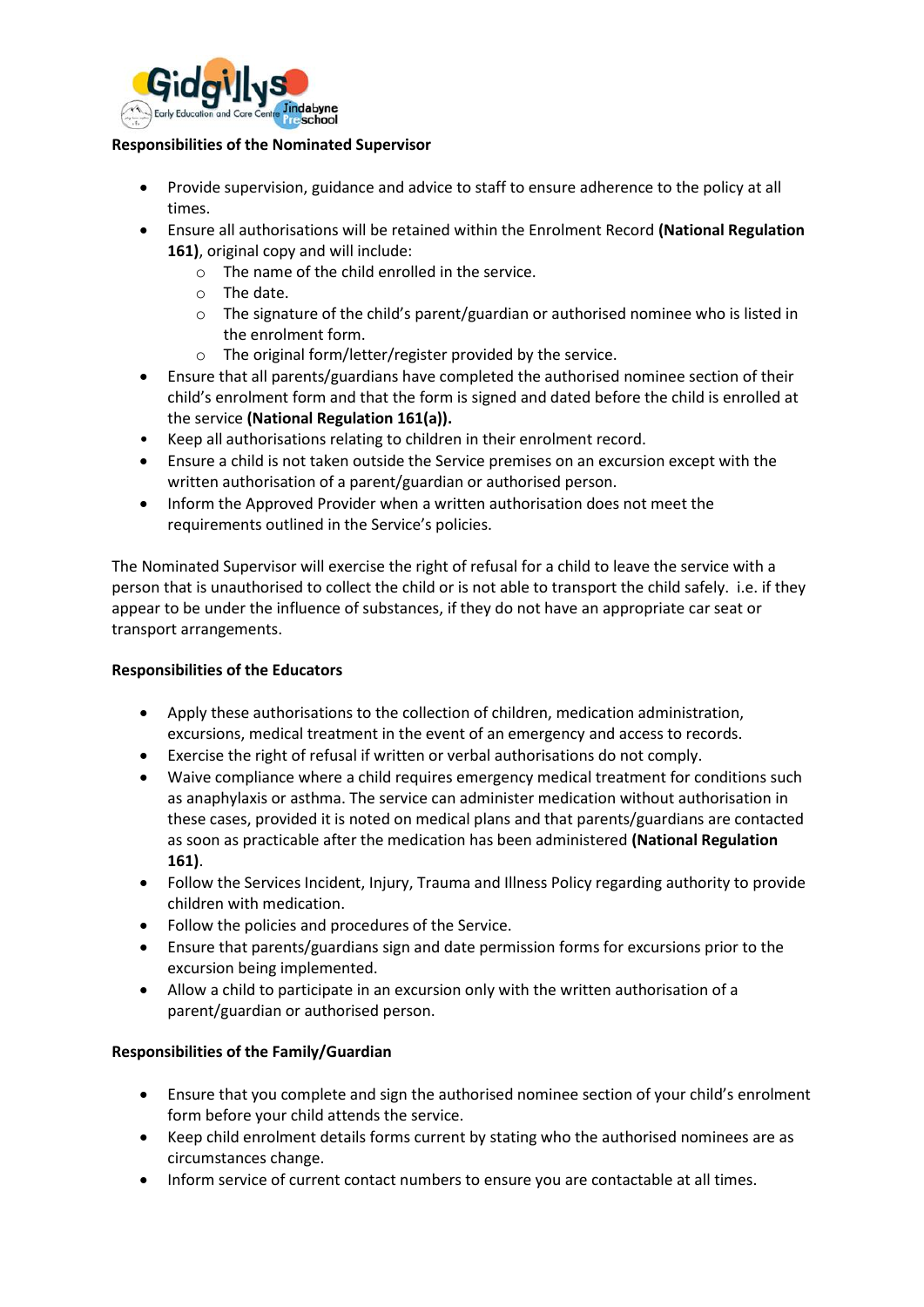**Responsibilities of the Nominated Supervisor**

- Provide supervision, guidance and advice to staff to ensure adherence to the policy at all times.
- Ensure all authorisations will be retained within the Enrolment Record **(National Regulation 161)**, original copy and will include:
  - The name of the child enrolled in the service.
  - The date.
  - The signature of the child's parent/guardian or authorised nominee who is listed in the enrolment form.
  - The original form/letter/register provided by the service.
- Ensure that all parents/guardians have completed the authorised nominee section of their child's enrolment form and that the form is signed and dated before the child is enrolled at the service **(National Regulation 161(a)).**
- Keep all authorisations relating to children in their enrolment record.
- Ensure a child is not taken outside the Service premises on an excursion except with the written authorisation of a parent/guardian or authorised person.
- Inform the Approved Provider when a written authorisation does not meet the requirements outlined in the Service's policies.

The Nominated Supervisor will exercise the right of refusal for a child to leave the service with a person that is unauthorised to collect the child or is not able to transport the child safely. i.e. if they appear to be under the influence of substances, if they do not have an appropriate car seat or transport arrangements.

**Responsibilities of the Educators**

- Apply these authorisations to the collection of children, medication administration, excursions, medical treatment in the event of an emergency and access to records.
- Exercise the right of refusal if written or verbal authorisations do not comply.
- Waive compliance where a child requires emergency medical treatment for conditions such as anaphylaxis or asthma. The service can administer medication without authorisation in these cases, provided it is noted on medical plans and that parents/guardians are contacted as soon as practicable after the medication has been administered **(National Regulation 161)**.
- Follow the Services Incident, Injury, Trauma and Illness Policy regarding authority to provide children with medication.
- Follow the policies and procedures of the Service.
- Ensure that parents/guardians sign and date permission forms for excursions prior to the excursion being implemented.
- Allow a child to participate in an excursion only with the written authorisation of a parent/guardian or authorised person.

**Responsibilities of the Family/Guardian**

- Ensure that you complete and sign the authorised nominee section of your child's enrolment form before your child attends the service.
- Keep child enrolment details forms current by stating who the authorised nominees are as circumstances change.
- Inform service of current contact numbers to ensure you are contactable at all times.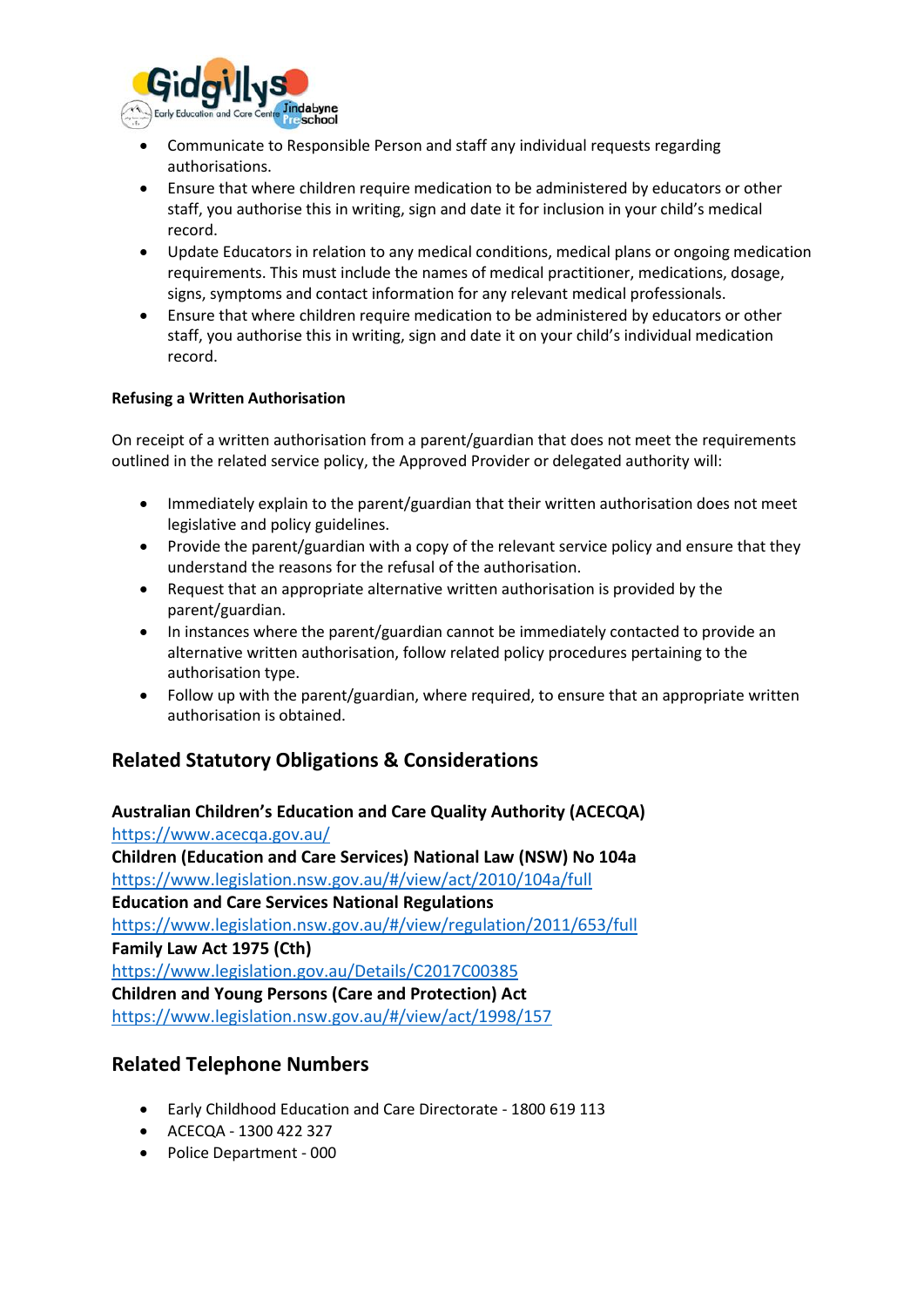- Communicate to Responsible Person and staff any individual requests regarding authorisations.
- Ensure that where children require medication to be administered by educators or other staff, you authorise this in writing, sign and date it for inclusion in your child's medical record.
- Update Educators in relation to any medical conditions, medical plans or ongoing medication requirements. This must include the names of medical practitioner, medications, dosage, signs, symptoms and contact information for any relevant medical professionals.
- Ensure that where children require medication to be administered by educators or other staff, you authorise this in writing, sign and date it on your child's individual medication record.

**Refusing a Written Authorisation**

On receipt of a written authorisation from a parent/guardian that does not meet the requirements outlined in the related service policy, the Approved Provider or delegated authority will:

- Immediately explain to the parent/guardian that their written authorisation does not meet legislative and policy guidelines.
- Provide the parent/guardian with a copy of the relevant service policy and ensure that they understand the reasons for the refusal of the authorisation.
- Request that an appropriate alternative written authorisation is provided by the parent/guardian.
- In instances where the parent/guardian cannot be immediately contacted to provide an alternative written authorisation, follow related policy procedures pertaining to the authorisation type.
- Follow up with the parent/guardian, where required, to ensure that an appropriate written authorisation is obtained.

## Related Statutory Obligations & Considerations

**Australian Children's Education and Care Quality Authority (ACECQA)**
https://www.acecqa.gov.au/
**Children (Education and Care Services) National Law (NSW) No 104a**
https://www.legislation.nsw.gov.au/#/view/act/2010/104a/full
**Education and Care Services National Regulations**
https://www.legislation.nsw.gov.au/#/view/regulation/2011/653/full
**Family Law Act 1975 (Cth)**
https://www.legislation.gov.au/Details/C2017C00385
**Children and Young Persons (Care and Protection) Act**
https://www.legislation.nsw.gov.au/#/view/act/1998/157

## Related Telephone Numbers

- Early Childhood Education and Care Directorate - 1800 619 113
- ACECQA - 1300 422 327
- Police Department - 000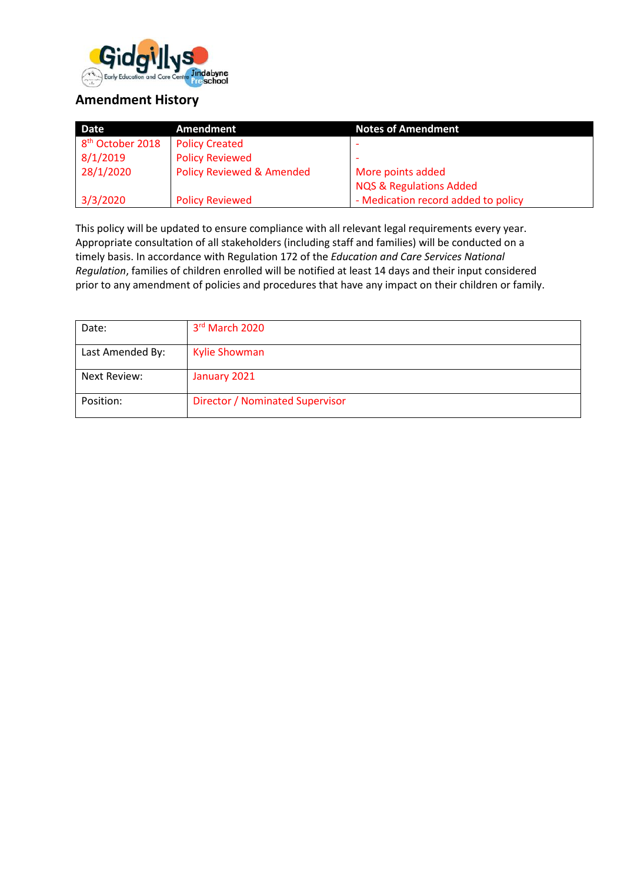## Amendment History

| Date | Amendment | Notes of Amendment |
|---|---|---|
| 8th October 2018 | Policy Created | - |
| 8/1/2019 | Policy Reviewed | - |
| 28/1/2020 | Policy Reviewed & Amended | More points added<br>NQS & Regulations Added |
| 3/3/2020 | Policy Reviewed | - Medication record added to policy |

This policy will be updated to ensure compliance with all relevant legal requirements every year. Appropriate consultation of all stakeholders (including staff and families) will be conducted on a timely basis. In accordance with Regulation 172 of the *Education and Care Services National Regulation*, families of children enrolled will be notified at least 14 days and their input considered prior to any amendment of policies and procedures that have any impact on their children or family.

| | |
|---|---|
| Date: | 3rd March 2020 |
| Last Amended By: | Kylie Showman |
| Next Review: | January 2021 |
| Position: | Director / Nominated Supervisor |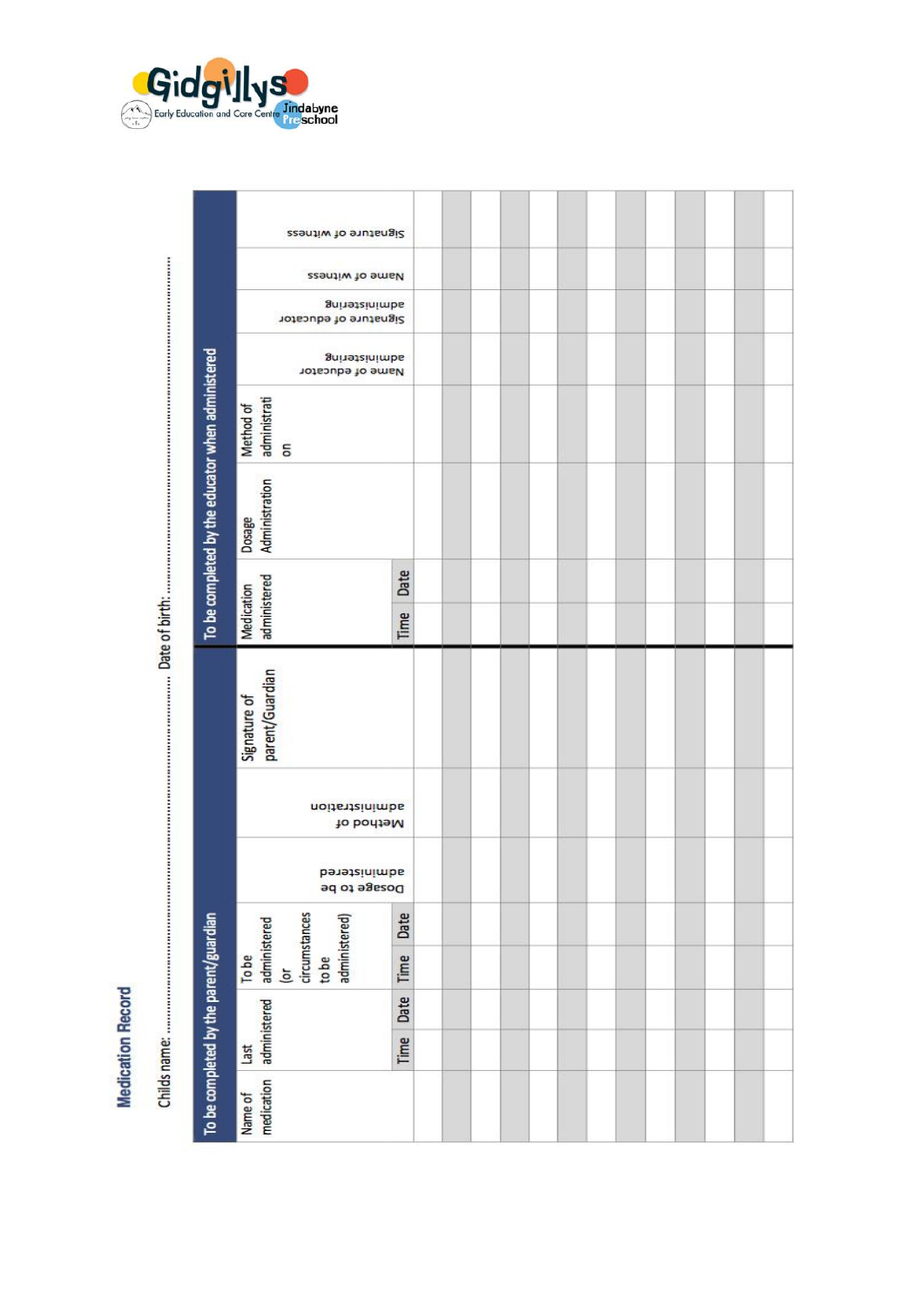Gidgillys Early Education and Care Centre
Jindabyne Preschool

# Medication Record

Childs name: ........................................................ Date of birth: ........................................................

| To be completed by the parent/guardian | | | | | | | | To be completed by the educator when administered | | | | | | | |
|---|---|---|---|---|---|---|---|---|---|---|---|---|---|---|---|
| Name of medication | Last administered | | To be administered (or circumstances to be administered) | | Dosage to be administered | Method of administration | Signature of parent/Guardian | Medication administered | | Dosage Administration | Method of administration | Name of educator administering | Signature of educator administering | Name of witness | Signature of witness |
| | Time | Date | Time | Date | | | | Time | Date | | | | | | |
| | | | | | | | | | | | | | | | |
| | | | | | | | | | | | | | | | |
| | | | | | | | | | | | | | | | |
| | | | | | | | | | | | | | | | |
| | | | | | | | | | | | | | | | |
| | | | | | | | | | | | | | | | |
| | | | | | | | | | | | | | | | |
| | | | | | | | | | | | | | | | |
| | | | | | | | | | | | | | | | |
| | | | | | | | | | | | | | | | |
| | | | | | | | | | | | | | | | |
| | | | | | | | | | | | | | | | |
| | | | | | | | | | | | | | | | |